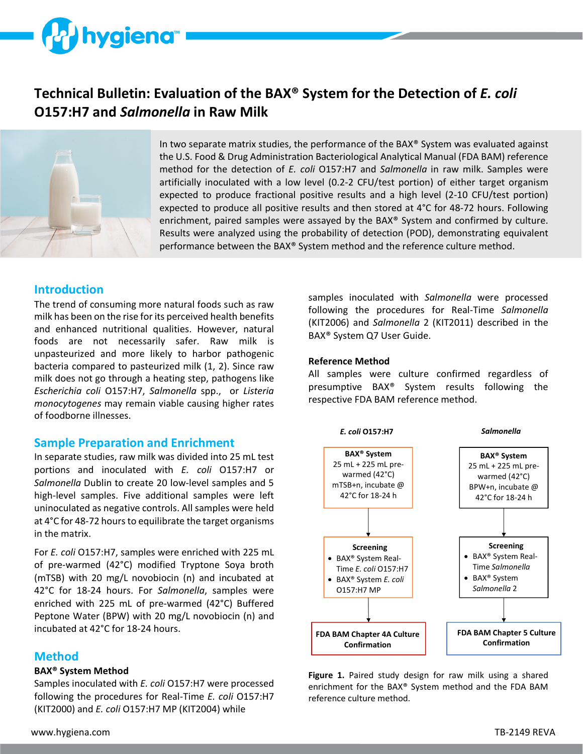# Technical Bulletin: Evaluation of the BAX® System for the Detection of *E. coli* O157:H7 and *Salmonella* in Raw Milk

In two separate matrix studies, the performance of the BAX® System was evaluated against the U.S. Food & Drug Administration Bacteriological Analytical Manual (FDA BAM) reference method for the detection of *E. coli* O157:H7 and *Salmonella* in raw milk. Samples were artificially inoculated with a low level (0.2-2 CFU/test portion) of either target organism expected to produce fractional positive results and a high level (2-10 CFU/test portion) expected to produce all positive results and then stored at 4°C for 48-72 hours. Following enrichment, paired samples were assayed by the BAX® System and confirmed by culture. Results were analyzed using the probability of detection (POD), demonstrating equivalent performance between the BAX® System method and the reference culture method.

## Introduction

The trend of consuming more natural foods such as raw milk has been on the rise for its perceived health benefits and enhanced nutritional qualities. However, natural foods are not necessarily safer. Raw milk is unpasteurized and more likely to harbor pathogenic bacteria compared to pasteurized milk (1, 2). Since raw milk does not go through a heating step, pathogens like *Escherichia coli* O157:H7, *Salmonella* spp., or *Listeria monocytogenes* may remain viable causing higher rates of foodborne illnesses.

## Sample Preparation and Enrichment

In separate studies, raw milk was divided into 25 mL test portions and inoculated with *E. coli* O157:H7 or *Salmonella* Dublin to create 20 low-level samples and 5 high-level samples. Five additional samples were left uninoculated as negative controls. All samples were held at 4°C for 48-72 hours to equilibrate the target organisms in the matrix.

For *E. coli* O157:H7, samples were enriched with 225 mL of pre-warmed (42°C) modified Tryptone Soya broth (mTSB) with 20 mg/L novobiocin (n) and incubated at 42°C for 18-24 hours. For *Salmonella*, samples were enriched with 225 mL of pre-warmed (42°C) Buffered Peptone Water (BPW) with 20 mg/L novobiocin (n) and incubated at 42°C for 18-24 hours.

## Method

**BAX® System Method**

Samples inoculated with *E. coli* O157:H7 were processed following the procedures for Real-Time *E. coli* O157:H7 (KIT2000) and *E. coli* O157:H7 MP (KIT2004) while samples inoculated with *Salmonella* were processed following the procedures for Real-Time *Salmonella* (KIT2006) and *Salmonella* 2 (KIT2011) described in the BAX® System Q7 User Guide.

**Reference Method**

All samples were culture confirmed regardless of presumptive BAX® System results following the respective FDA BAM reference method.

***E. coli* O157:H7**

**BAX® System**
25 mL + 225 mL pre-warmed (42°C) mTSB+n, incubate @ 42°C for 18-24 h

↓

**Screening**
- BAX® System Real-Time *E. coli* O157:H7
- BAX® System *E. coli* O157:H7 MP

↓

**FDA BAM Chapter 4A Culture Confirmation**

***Salmonella***

**BAX® System**
25 mL + 225 mL pre-warmed (42°C) BPW+n, incubate @ 42°C for 18-24 h

↓

**Screening**
- BAX® System Real-Time *Salmonella*
- BAX® System *Salmonella* 2

↓

**FDA BAM Chapter 5 Culture Confirmation**

**Figure 1.** Paired study design for raw milk using a shared enrichment for the BAX® System method and the FDA BAM reference culture method.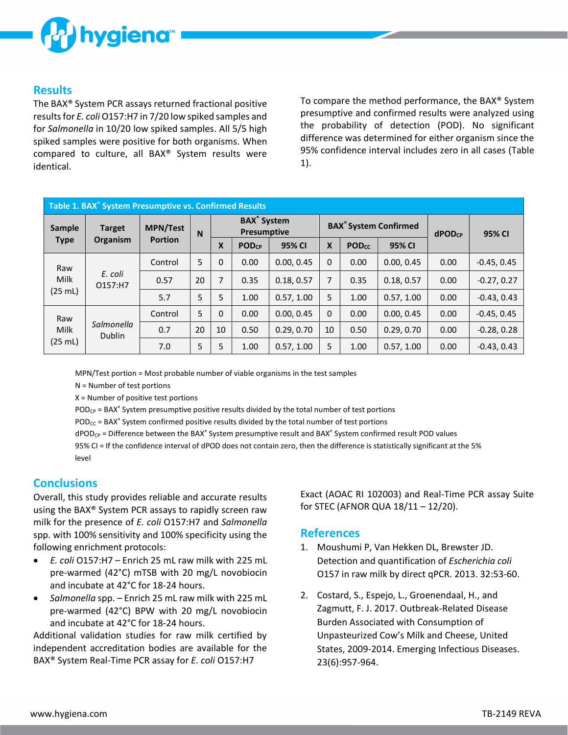## Results

The BAX® System PCR assays returned fractional positive results for *E. coli* O157:H7 in 7/20 low spiked samples and for *Salmonella* in 10/20 low spiked samples. All 5/5 high spiked samples were positive for both organisms. When compared to culture, all BAX® System results were identical.

To compare the method performance, the BAX® System presumptive and confirmed results were analyzed using the probability of detection (POD). No significant difference was determined for either organism since the 95% confidence interval includes zero in all cases (Table 1).

**Table 1. BAX® System Presumptive vs. Confirmed Results**

| Sample Type | Target Organism | MPN/Test Portion | N | BAX® System Presumptive | | | BAX® System Confirmed | | | $dPOD_{CP}$ | 95% CI |
|---|---|---|---|---|---|---|---|---|---|---|---|
| | | | | X | $POD_{CP}$ | 95% CI | X | $POD_{CC}$ | 95% CI | | |
| Raw Milk (25 mL) | *E. coli* O157:H7 | Control | 5 | 0 | 0.00 | 0.00, 0.45 | 0 | 0.00 | 0.00, 0.45 | 0.00 | -0.45, 0.45 |
| | | 0.57 | 20 | 7 | 0.35 | 0.18, 0.57 | 7 | 0.35 | 0.18, 0.57 | 0.00 | -0.27, 0.27 |
| | | 5.7 | 5 | 5 | 1.00 | 0.57, 1.00 | 5 | 1.00 | 0.57, 1.00 | 0.00 | -0.43, 0.43 |
| Raw Milk (25 mL) | *Salmonella* Dublin | Control | 5 | 0 | 0.00 | 0.00, 0.45 | 0 | 0.00 | 0.00, 0.45 | 0.00 | -0.45, 0.45 |
| | | 0.7 | 20 | 10 | 0.50 | 0.29, 0.70 | 10 | 0.50 | 0.29, 0.70 | 0.00 | -0.28, 0.28 |
| | | 7.0 | 5 | 5 | 1.00 | 0.57, 1.00 | 5 | 1.00 | 0.57, 1.00 | 0.00 | -0.43, 0.43 |

MPN/Test portion = Most probable number of viable organisms in the test samples
N = Number of test portions
X = Number of positive test portions
$POD_{CP}$ = BAX® System presumptive positive results divided by the total number of test portions
$POD_{CC}$ = BAX® System confirmed positive results divided by the total number of test portions
$dPOD_{CP}$ = Difference between the BAX® System presumptive result and BAX® System confirmed result POD values
95% CI = If the confidence interval of dPOD does not contain zero, then the difference is statistically significant at the 5% level

## Conclusions

Overall, this study provides reliable and accurate results using the BAX® System PCR assays to rapidly screen raw milk for the presence of *E. coli* O157:H7 and *Salmonella* spp. with 100% sensitivity and 100% specificity using the following enrichment protocols:

- *E. coli* O157:H7 – Enrich 25 mL raw milk with 225 mL pre-warmed (42°C) mTSB with 20 mg/L novobiocin and incubate at 42°C for 18-24 hours.
- *Salmonella* spp. – Enrich 25 mL raw milk with 225 mL pre-warmed (42°C) BPW with 20 mg/L novobiocin and incubate at 42°C for 18-24 hours.

Additional validation studies for raw milk certified by independent accreditation bodies are available for the BAX® System Real-Time PCR assay for *E. coli* O157:H7 Exact (AOAC RI 102003) and Real-Time PCR assay Suite for STEC (AFNOR QUA 18/11 – 12/20).

## References

1. Moushumi P, Van Hekken DL, Brewster JD. Detection and quantification of *Escherichia coli* O157 in raw milk by direct qPCR. 2013. 32:53-60.
2. Costard, S., Espejo, L., Groenendaal, H., and Zagmutt, F. J. 2017. Outbreak-Related Disease Burden Associated with Consumption of Unpasteurized Cow's Milk and Cheese, United States, 2009-2014. Emerging Infectious Diseases. 23(6):957-964.

www.hygiena.com TB-2149 REVA